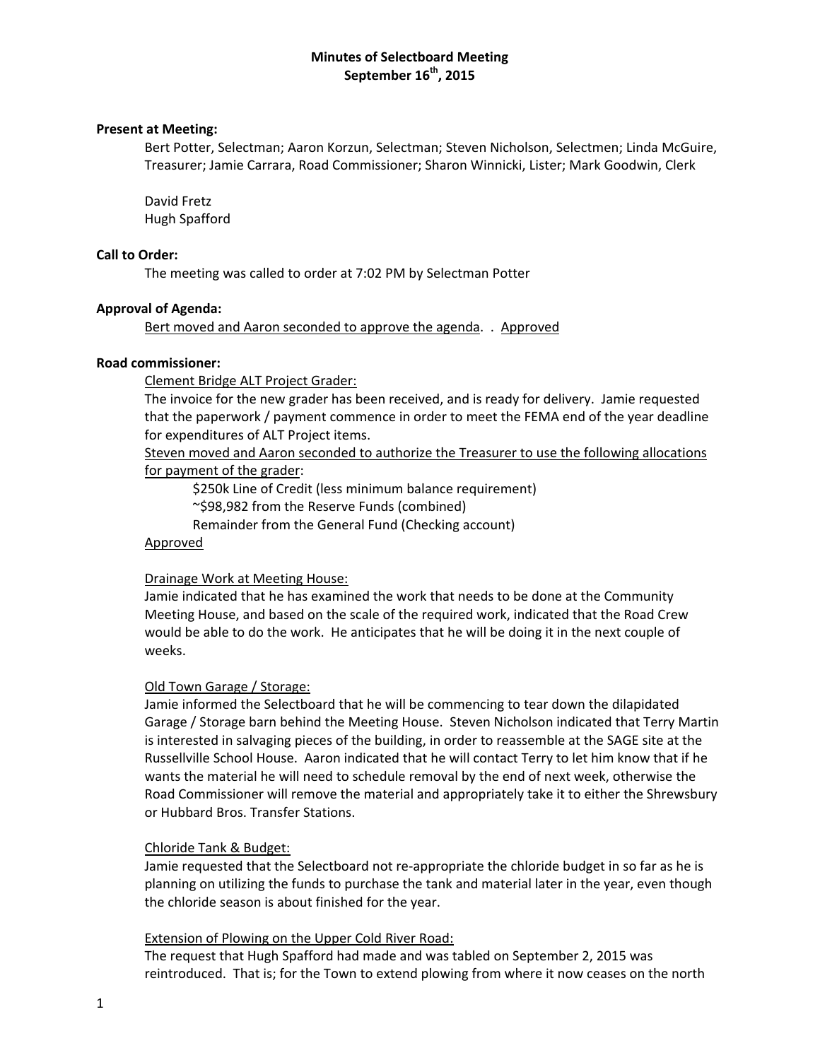# Minutes of Selectboard Meeting
## September 16th, 2015

**Present at Meeting:**

Bert Potter, Selectman; Aaron Korzun, Selectman; Steven Nicholson, Selectmen; Linda McGuire, Treasurer; Jamie Carrara, Road Commissioner; Sharon Winnicki, Lister; Mark Goodwin, Clerk

David Fretz
Hugh Spafford

**Call to Order:**

The meeting was called to order at 7:02 PM by Selectman Potter

**Approval of Agenda:**

<u>Bert moved and Aaron seconded to approve the agenda</u>. . <u>Approved</u>

**Road commissioner:**

<u>Clement Bridge ALT Project Grader:</u>

The invoice for the new grader has been received, and is ready for delivery. Jamie requested that the paperwork / payment commence in order to meet the FEMA end of the year deadline for expenditures of ALT Project items.

<u>Steven moved and Aaron seconded to authorize the Treasurer to use the following allocations for payment of the grader</u>:

$250k Line of Credit (less minimum balance requirement)
~$98,982 from the Reserve Funds (combined)
Remainder from the General Fund (Checking account)

<u>Approved</u>

<u>Drainage Work at Meeting House:</u>

Jamie indicated that he has examined the work that needs to be done at the Community Meeting House, and based on the scale of the required work, indicated that the Road Crew would be able to do the work. He anticipates that he will be doing it in the next couple of weeks.

<u>Old Town Garage / Storage:</u>

Jamie informed the Selectboard that he will be commencing to tear down the dilapidated Garage / Storage barn behind the Meeting House. Steven Nicholson indicated that Terry Martin is interested in salvaging pieces of the building, in order to reassemble at the SAGE site at the Russellville School House. Aaron indicated that he will contact Terry to let him know that if he wants the material he will need to schedule removal by the end of next week, otherwise the Road Commissioner will remove the material and appropriately take it to either the Shrewsbury or Hubbard Bros. Transfer Stations.

<u>Chloride Tank & Budget:</u>

Jamie requested that the Selectboard not re-appropriate the chloride budget in so far as he is planning on utilizing the funds to purchase the tank and material later in the year, even though the chloride season is about finished for the year.

<u>Extension of Plowing on the Upper Cold River Road:</u>

The request that Hugh Spafford had made and was tabled on September 2, 2015 was reintroduced. That is; for the Town to extend plowing from where it now ceases on the north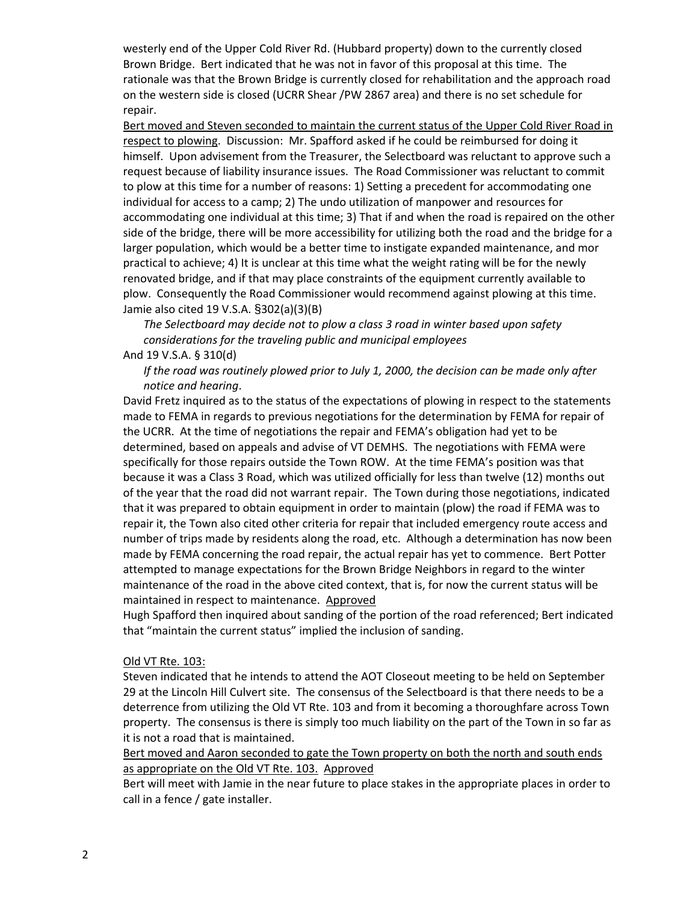westerly end of the Upper Cold River Rd. (Hubbard property) down to the currently closed Brown Bridge. Bert indicated that he was not in favor of this proposal at this time. The rationale was that the Brown Bridge is currently closed for rehabilitation and the approach road on the western side is closed (UCRR Shear /PW 2867 area) and there is no set schedule for repair.

<u>Bert moved and Steven seconded to maintain the current status of the Upper Cold River Road in respect to plowing</u>. Discussion: Mr. Spafford asked if he could be reimbursed for doing it himself. Upon advisement from the Treasurer, the Selectboard was reluctant to approve such a request because of liability insurance issues. The Road Commissioner was reluctant to commit to plow at this time for a number of reasons: 1) Setting a precedent for accommodating one individual for access to a camp; 2) The undo utilization of manpower and resources for accommodating one individual at this time; 3) That if and when the road is repaired on the other side of the bridge, there will be more accessibility for utilizing both the road and the bridge for a larger population, which would be a better time to instigate expanded maintenance, and mor practical to achieve; 4) It is unclear at this time what the weight rating will be for the newly renovated bridge, and if that may place constraints of the equipment currently available to plow. Consequently the Road Commissioner would recommend against plowing at this time. Jamie also cited 19 V.S.A. §302(a)(3)(B)

> *The Selectboard may decide not to plow a class 3 road in winter based upon safety considerations for the traveling public and municipal employees*

And 19 V.S.A. § 310(d)

> *If the road was routinely plowed prior to July 1, 2000, the decision can be made only after notice and hearing*.

David Fretz inquired as to the status of the expectations of plowing in respect to the statements made to FEMA in regards to previous negotiations for the determination by FEMA for repair of the UCRR. At the time of negotiations the repair and FEMA's obligation had yet to be determined, based on appeals and advise of VT DEMHS. The negotiations with FEMA were specifically for those repairs outside the Town ROW. At the time FEMA's position was that because it was a Class 3 Road, which was utilized officially for less than twelve (12) months out of the year that the road did not warrant repair. The Town during those negotiations, indicated that it was prepared to obtain equipment in order to maintain (plow) the road if FEMA was to repair it, the Town also cited other criteria for repair that included emergency route access and number of trips made by residents along the road, etc. Although a determination has now been made by FEMA concerning the road repair, the actual repair has yet to commence. Bert Potter attempted to manage expectations for the Brown Bridge Neighbors in regard to the winter maintenance of the road in the above cited context, that is, for now the current status will be maintained in respect to maintenance. <u>Approved</u>

Hugh Spafford then inquired about sanding of the portion of the road referenced; Bert indicated that "maintain the current status" implied the inclusion of sanding.

<u>Old VT Rte. 103:</u>

Steven indicated that he intends to attend the AOT Closeout meeting to be held on September 29 at the Lincoln Hill Culvert site. The consensus of the Selectboard is that there needs to be a deterrence from utilizing the Old VT Rte. 103 and from it becoming a thoroughfare across Town property. The consensus is there is simply too much liability on the part of the Town in so far as it is not a road that is maintained.

<u>Bert moved and Aaron seconded to gate the Town property on both the north and south ends as appropriate on the Old VT Rte. 103. Approved</u>

Bert will meet with Jamie in the near future to place stakes in the appropriate places in order to call in a fence / gate installer.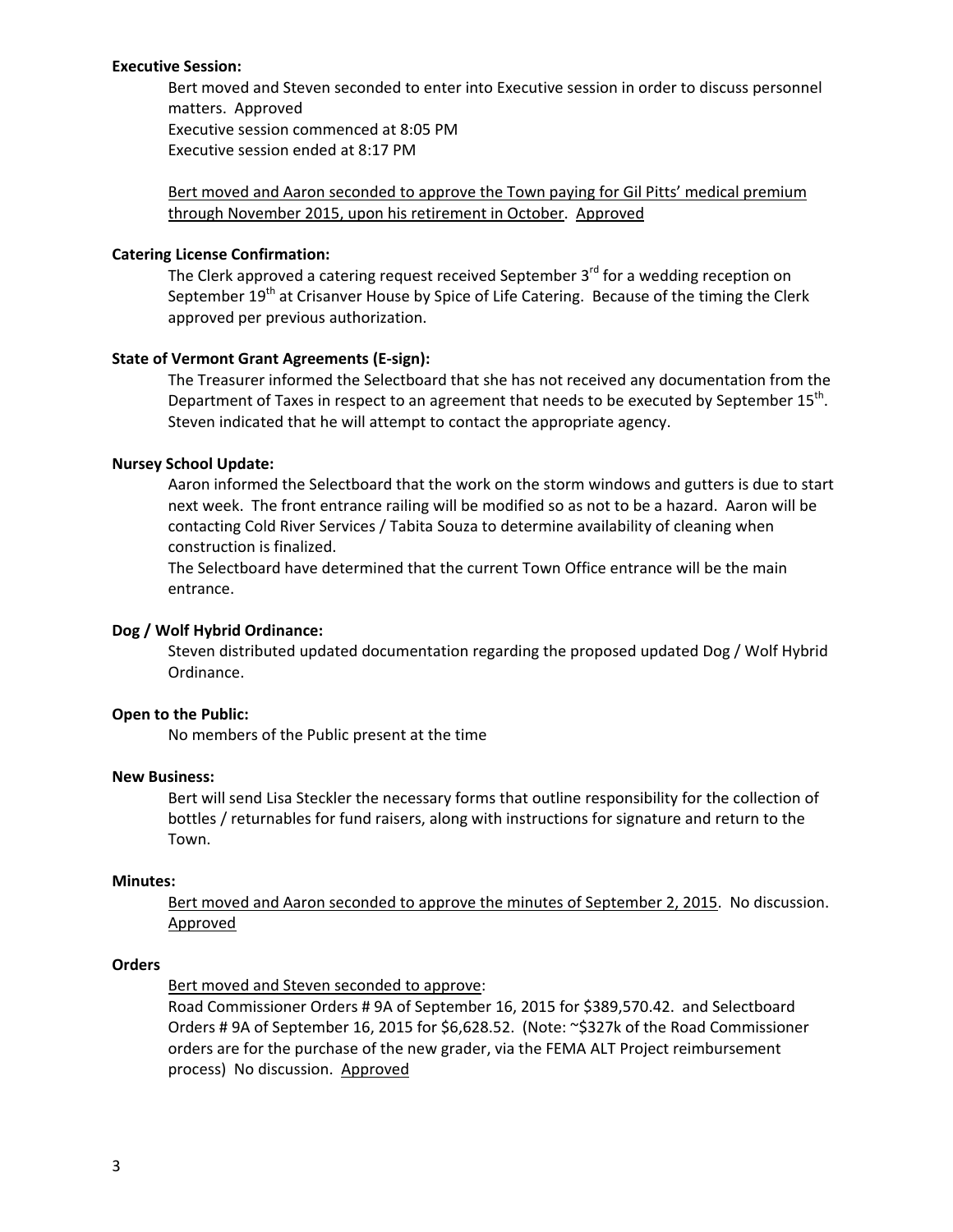**Executive Session:**

Bert moved and Steven seconded to enter into Executive session in order to discuss personnel matters. Approved
Executive session commenced at 8:05 PM
Executive session ended at 8:17 PM

Bert moved and Aaron seconded to approve the Town paying for Gil Pitts' medical premium through November 2015, upon his retirement in October. Approved

**Catering License Confirmation:**

The Clerk approved a catering request received September 3rd for a wedding reception on September 19th at Crisanver House by Spice of Life Catering. Because of the timing the Clerk approved per previous authorization.

**State of Vermont Grant Agreements (E-sign):**

The Treasurer informed the Selectboard that she has not received any documentation from the Department of Taxes in respect to an agreement that needs to be executed by September 15th. Steven indicated that he will attempt to contact the appropriate agency.

**Nursey School Update:**

Aaron informed the Selectboard that the work on the storm windows and gutters is due to start next week. The front entrance railing will be modified so as not to be a hazard. Aaron will be contacting Cold River Services / Tabita Souza to determine availability of cleaning when construction is finalized.
The Selectboard have determined that the current Town Office entrance will be the main entrance.

**Dog / Wolf Hybrid Ordinance:**

Steven distributed updated documentation regarding the proposed updated Dog / Wolf Hybrid Ordinance.

**Open to the Public:**

No members of the Public present at the time

**New Business:**

Bert will send Lisa Steckler the necessary forms that outline responsibility for the collection of bottles / returnables for fund raisers, along with instructions for signature and return to the Town.

**Minutes:**

Bert moved and Aaron seconded to approve the minutes of September 2, 2015. No discussion. Approved

**Orders**

Bert moved and Steven seconded to approve:
Road Commissioner Orders # 9A of September 16, 2015 for $389,570.42. and Selectboard Orders # 9A of September 16, 2015 for $6,628.52. (Note: ~$327k of the Road Commissioner orders are for the purchase of the new grader, via the FEMA ALT Project reimbursement process) No discussion. Approved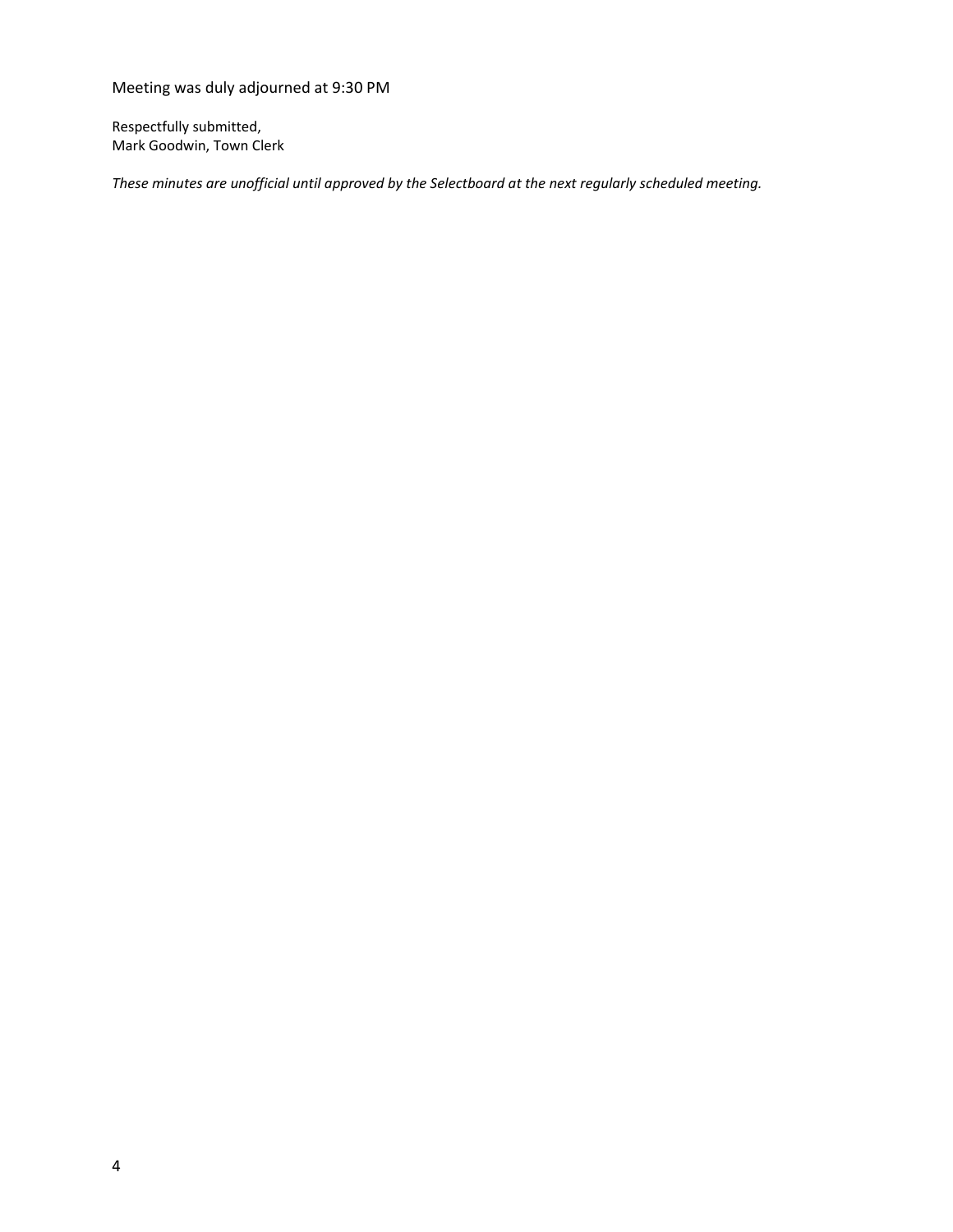Meeting was duly adjourned at 9:30 PM

Respectfully submitted,
Mark Goodwin, Town Clerk

*These minutes are unofficial until approved by the Selectboard at the next regularly scheduled meeting.*